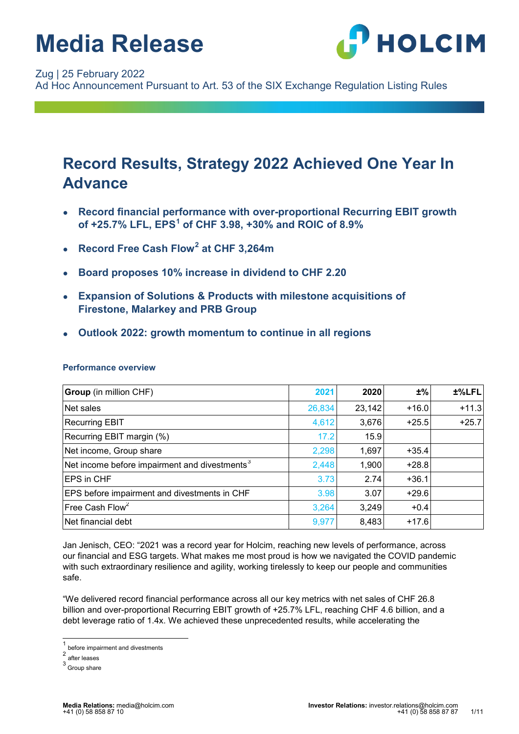# Media Release

Zug | 25 February 2022
Ad Hoc Announcement Pursuant to Art. 53 of the SIX Exchange Regulation Listing Rules

## Record Results, Strategy 2022 Achieved One Year In Advance

- **Record financial performance with over-proportional Recurring EBIT growth of +25.7% LFL, EPS[1] of CHF 3.98, +30% and ROIC of 8.9%**
- **Record Free Cash Flow[2] at CHF 3,264m**
- **Board proposes 10% increase in dividend to CHF 2.20**
- **Expansion of Solutions & Products with milestone acquisitions of Firestone, Malarkey and PRB Group**
- **Outlook 2022: growth momentum to continue in all regions**

### Performance overview

| **Group** (in million CHF) | 2021 | 2020 | ±% | ±%LFL |
|---|---|---|---|---|
| Net sales | 26,834 | 23,142 | +16.0 | +11.3 |
| Recurring EBIT | 4,612 | 3,676 | +25.5 | +25.7 |
| Recurring EBIT margin (%) | 17.2 | 15.9 | | |
| Net income, Group share | 2,298 | 1,697 | +35.4 | |
| Net income before impairment and divestments[3] | 2,448 | 1,900 | +28.8 | |
| EPS in CHF | 3.73 | 2.74 | +36.1 | |
| EPS before impairment and divestments in CHF | 3.98 | 3.07 | +29.6 | |
| Free Cash Flow[2] | 3,264 | 3,249 | +0.4 | |
| Net financial debt | 9,977 | 8,483 | +17.6 | |

Jan Jenisch, CEO: "2021 was a record year for Holcim, reaching new levels of performance, across our financial and ESG targets. What makes me most proud is how we navigated the COVID pandemic with such extraordinary resilience and agility, working tirelessly to keep our people and communities safe.

"We delivered record financial performance across all our key metrics with net sales of CHF 26.8 billion and over-proportional Recurring EBIT growth of +25.7% LFL, reaching CHF 4.6 billion, and a debt leverage ratio of 1.4x. We achieved these unprecedented results, while accelerating the

[1] before impairment and divestments
[2] after leases
[3] Group share

**Media Relations:** media@holcim.com
+41 (0) 58 858 87 10

**Investor Relations:** investor.relations@holcim.com
+41 (0) 58 858 87 87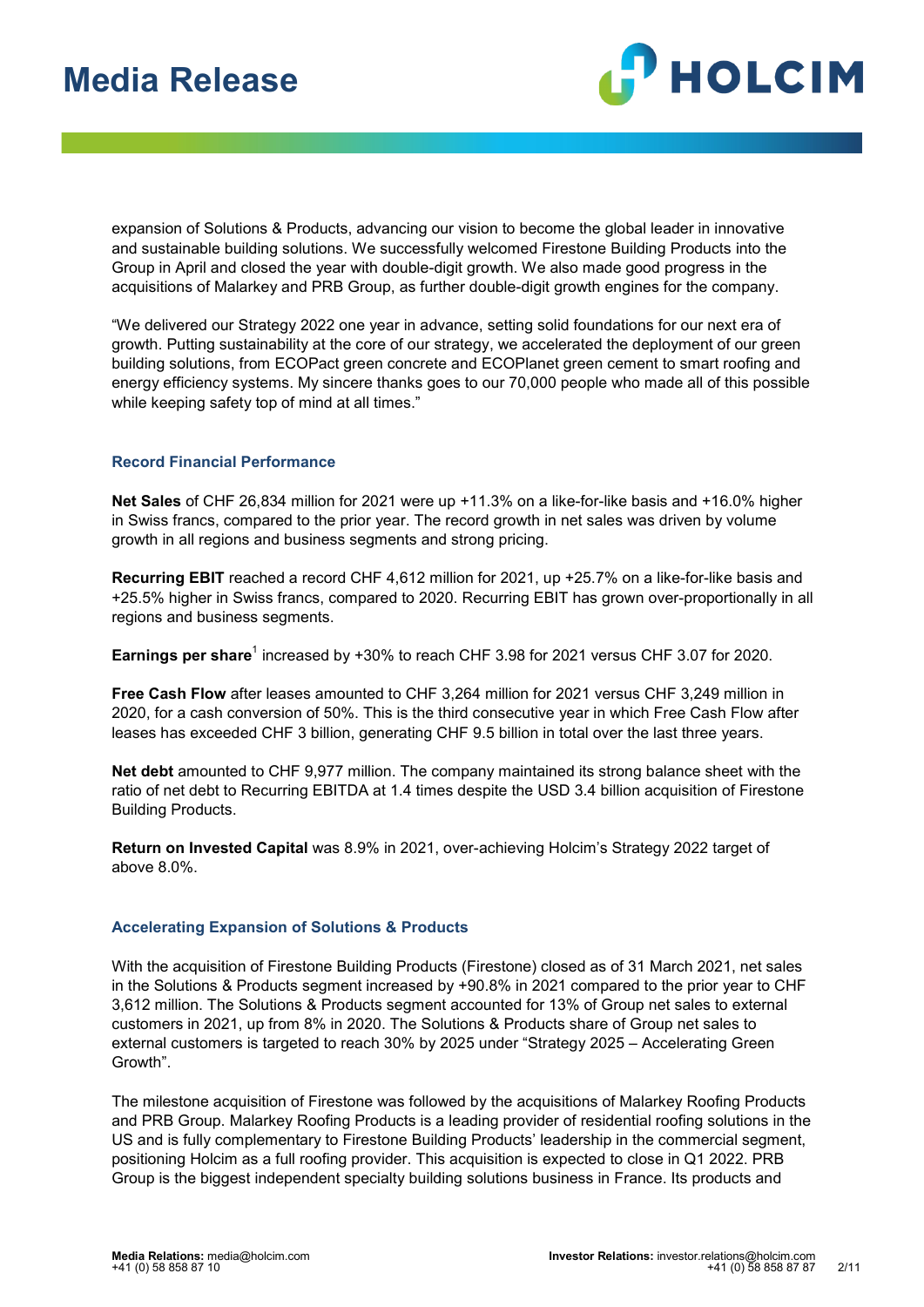expansion of Solutions & Products, advancing our vision to become the global leader in innovative and sustainable building solutions. We successfully welcomed Firestone Building Products into the Group in April and closed the year with double-digit growth. We also made good progress in the acquisitions of Malarkey and PRB Group, as further double-digit growth engines for the company.

"We delivered our Strategy 2022 one year in advance, setting solid foundations for our next era of growth. Putting sustainability at the core of our strategy, we accelerated the deployment of our green building solutions, from ECOPact green concrete and ECOPlanet green cement to smart roofing and energy efficiency systems. My sincere thanks goes to our 70,000 people who made all of this possible while keeping safety top of mind at all times."

### Record Financial Performance

**Net Sales** of CHF 26,834 million for 2021 were up +11.3% on a like-for-like basis and +16.0% higher in Swiss francs, compared to the prior year. The record growth in net sales was driven by volume growth in all regions and business segments and strong pricing.

**Recurring EBIT** reached a record CHF 4,612 million for 2021, up +25.7% on a like-for-like basis and +25.5% higher in Swiss francs, compared to 2020. Recurring EBIT has grown over-proportionally in all regions and business segments.

**Earnings per share**[1] increased by +30% to reach CHF 3.98 for 2021 versus CHF 3.07 for 2020.

**Free Cash Flow** after leases amounted to CHF 3,264 million for 2021 versus CHF 3,249 million in 2020, for a cash conversion of 50%. This is the third consecutive year in which Free Cash Flow after leases has exceeded CHF 3 billion, generating CHF 9.5 billion in total over the last three years.

**Net debt** amounted to CHF 9,977 million. The company maintained its strong balance sheet with the ratio of net debt to Recurring EBITDA at 1.4 times despite the USD 3.4 billion acquisition of Firestone Building Products.

**Return on Invested Capital** was 8.9% in 2021, over-achieving Holcim's Strategy 2022 target of above 8.0%.

### Accelerating Expansion of Solutions & Products

With the acquisition of Firestone Building Products (Firestone) closed as of 31 March 2021, net sales in the Solutions & Products segment increased by +90.8% in 2021 compared to the prior year to CHF 3,612 million. The Solutions & Products segment accounted for 13% of Group net sales to external customers in 2021, up from 8% in 2020. The Solutions & Products share of Group net sales to external customers is targeted to reach 30% by 2025 under "Strategy 2025 – Accelerating Green Growth".

The milestone acquisition of Firestone was followed by the acquisitions of Malarkey Roofing Products and PRB Group. Malarkey Roofing Products is a leading provider of residential roofing solutions in the US and is fully complementary to Firestone Building Products' leadership in the commercial segment, positioning Holcim as a full roofing provider. This acquisition is expected to close in Q1 2022. PRB Group is the biggest independent specialty building solutions business in France. Its products and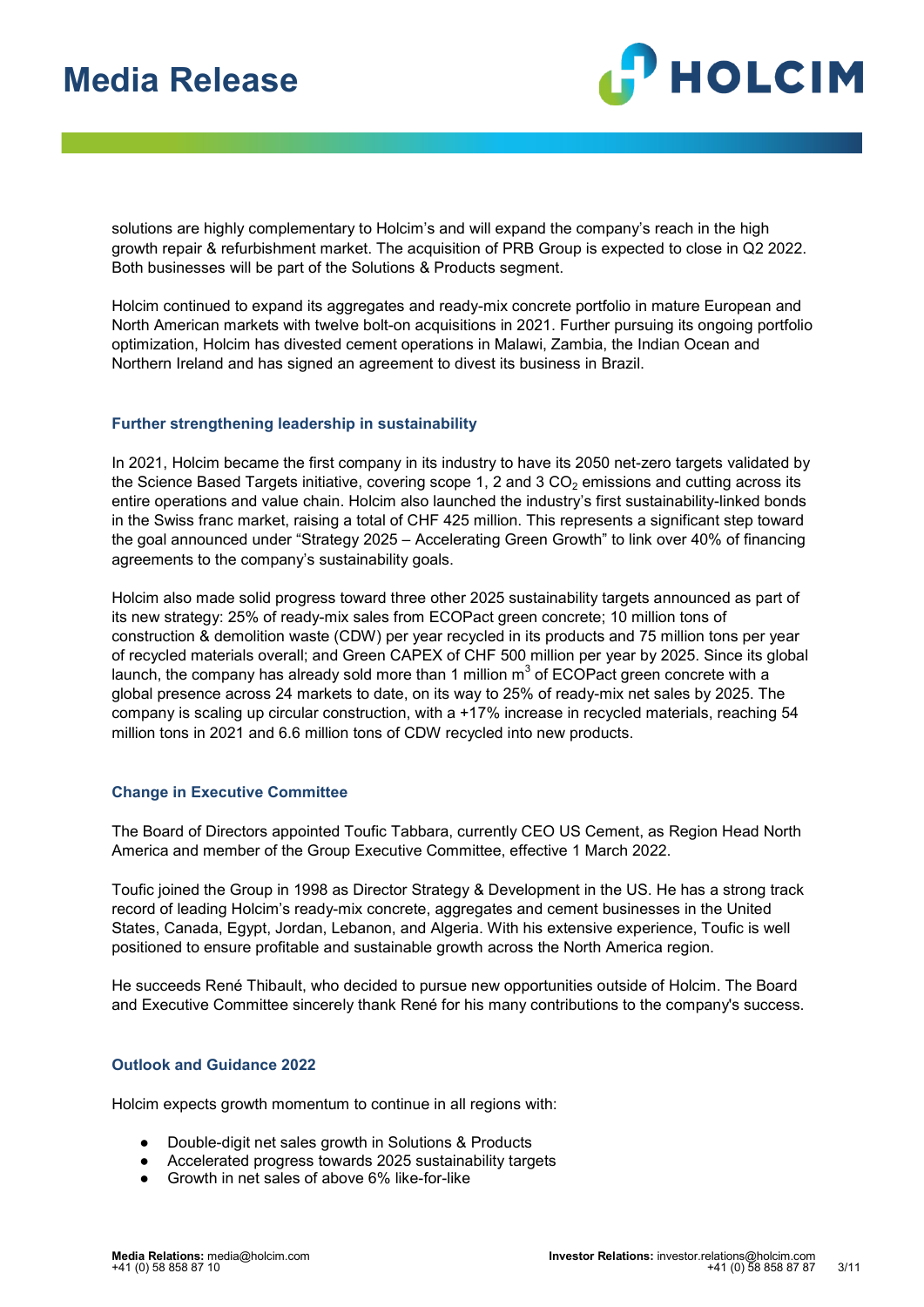solutions are highly complementary to Holcim's and will expand the company's reach in the high growth repair & refurbishment market. The acquisition of PRB Group is expected to close in Q2 2022. Both businesses will be part of the Solutions & Products segment.

Holcim continued to expand its aggregates and ready-mix concrete portfolio in mature European and North American markets with twelve bolt-on acquisitions in 2021. Further pursuing its ongoing portfolio optimization, Holcim has divested cement operations in Malawi, Zambia, the Indian Ocean and Northern Ireland and has signed an agreement to divest its business in Brazil.

### Further strengthening leadership in sustainability

In 2021, Holcim became the first company in its industry to have its 2050 net-zero targets validated by the Science Based Targets initiative, covering scope 1, 2 and 3 $CO_2$ emissions and cutting across its entire operations and value chain. Holcim also launched the industry's first sustainability-linked bonds in the Swiss franc market, raising a total of CHF 425 million. This represents a significant step toward the goal announced under "Strategy 2025 – Accelerating Green Growth" to link over 40% of financing agreements to the company's sustainability goals.

Holcim also made solid progress toward three other 2025 sustainability targets announced as part of its new strategy: 25% of ready-mix sales from ECOPact green concrete; 10 million tons of construction & demolition waste (CDW) per year recycled in its products and 75 million tons per year of recycled materials overall; and Green CAPEX of CHF 500 million per year by 2025. Since its global launch, the company has already sold more than 1 million $m^3$ of ECOPact green concrete with a global presence across 24 markets to date, on its way to 25% of ready-mix net sales by 2025. The company is scaling up circular construction, with a +17% increase in recycled materials, reaching 54 million tons in 2021 and 6.6 million tons of CDW recycled into new products.

### Change in Executive Committee

The Board of Directors appointed Toufic Tabbara, currently CEO US Cement, as Region Head North America and member of the Group Executive Committee, effective 1 March 2022.

Toufic joined the Group in 1998 as Director Strategy & Development in the US. He has a strong track record of leading Holcim's ready-mix concrete, aggregates and cement businesses in the United States, Canada, Egypt, Jordan, Lebanon, and Algeria. With his extensive experience, Toufic is well positioned to ensure profitable and sustainable growth across the North America region.

He succeeds René Thibault, who decided to pursue new opportunities outside of Holcim. The Board and Executive Committee sincerely thank René for his many contributions to the company's success.

### Outlook and Guidance 2022

Holcim expects growth momentum to continue in all regions with:

- Double-digit net sales growth in Solutions & Products
- Accelerated progress towards 2025 sustainability targets
- Growth in net sales of above 6% like-for-like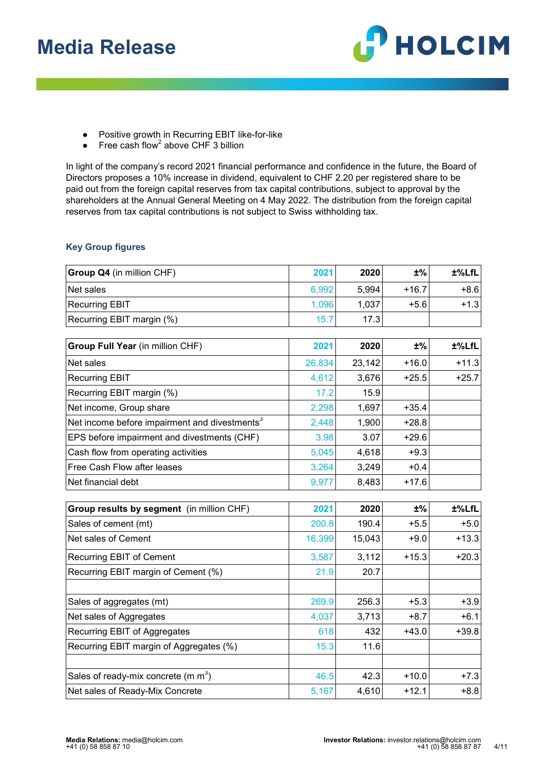- Positive growth in Recurring EBIT like-for-like
- Free cash flow[2] above CHF 3 billion

In light of the company's record 2021 financial performance and confidence in the future, the Board of Directors proposes a 10% increase in dividend, equivalent to CHF 2.20 per registered share to be paid out from the foreign capital reserves from tax capital contributions, subject to approval by the shareholders at the Annual General Meeting on 4 May 2022. The distribution from the foreign capital reserves from tax capital contributions is not subject to Swiss withholding tax.

### Key Group figures

| **Group Q4** (in million CHF) | **2021** | **2020** | **±%** | **±%LfL** |
|---|---|---|---|---|
| Net sales | 6,992 | 5,994 | +16.7 | +8.6 |
| Recurring EBIT | 1,096 | 1,037 | +5.6 | +1.3 |
| Recurring EBIT margin (%) | 15.7 | 17.3 | | |

| **Group Full Year** (in million CHF) | **2021** | **2020** | **±%** | **±%LfL** |
|---|---|---|---|---|
| Net sales | 26,834 | 23,142 | +16.0 | +11.3 |
| Recurring EBIT | 4,612 | 3,676 | +25.5 | +25.7 |
| Recurring EBIT margin (%) | 17.2 | 15.9 | | |
| Net income, Group share | 2,298 | 1,697 | +35.4 | |
| Net income before impairment and divestments[3] | 2,448 | 1,900 | +28.8 | |
| EPS before impairment and divestments (CHF) | 3.98 | 3.07 | +29.6 | |
| Cash flow from operating activities | 5,045 | 4,618 | +9.3 | |
| Free Cash Flow after leases | 3,264 | 3,249 | +0.4 | |
| Net financial debt | 9,977 | 8,483 | +17.6 | |

| **Group results by segment** (in million CHF) | **2021** | **2020** | **±%** | **±%LfL** |
|---|---|---|---|---|
| Sales of cement (mt) | 200.8 | 190.4 | +5.5 | +5.0 |
| Net sales of Cement | 16,399 | 15,043 | +9.0 | +13.3 |
| Recurring EBIT of Cement | 3,587 | 3,112 | +15.3 | +20.3 |
| Recurring EBIT margin of Cement (%) | 21.9 | 20.7 | | |
| | | | | |
| Sales of aggregates (mt) | 269.9 | 256.3 | +5.3 | +3.9 |
| Net sales of Aggregates | 4,037 | 3,713 | +8.7 | +6.1 |
| Recurring EBIT of Aggregates | 618 | 432 | +43.0 | +39.8 |
| Recurring EBIT margin of Aggregates (%) | 15.3 | 11.6 | | |
| | | | | |
| Sales of ready-mix concrete (m $m^3$) | 46.5 | 42.3 | +10.0 | +7.3 |
| Net sales of Ready-Mix Concrete | 5,167 | 4,610 | +12.1 | +8.8 |

**Media Relations:** media@holcim.com
+41 (0) 58 858 87 10

**Investor Relations:** investor.relations@holcim.com
+41 (0) 58 858 87 87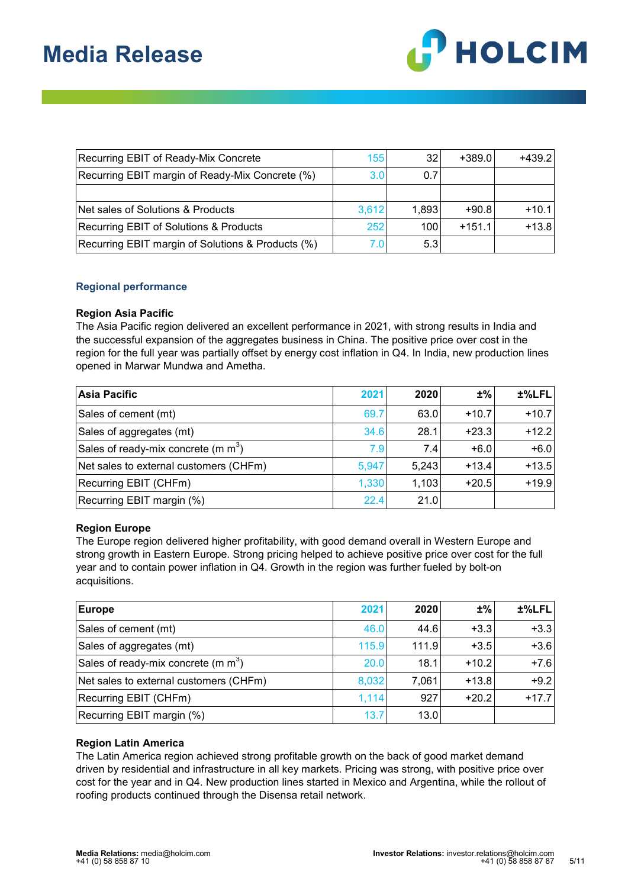| Recurring EBIT of Ready-Mix Concrete | 155 | 32 | +389.0 | +439.2 |
|---|---|---|---|---|
| Recurring EBIT margin of Ready-Mix Concrete (%) | 3.0 | 0.7 | | |
| | | | | |
| Net sales of Solutions & Products | 3,612 | 1,893 | +90.8 | +10.1 |
| Recurring EBIT of Solutions & Products | 252 | 100 | +151.1 | +13.8 |
| Recurring EBIT margin of Solutions & Products (%) | 7.0 | 5.3 | | |

### Regional performance

**Region Asia Pacific**
The Asia Pacific region delivered an excellent performance in 2021, with strong results in India and the successful expansion of the aggregates business in China. The positive price over cost in the region for the full year was partially offset by energy cost inflation in Q4. In India, new production lines opened in Marwar Mundwa and Ametha.

| Asia Pacific | 2021 | 2020 | ±% | ±%LFL |
|---|---|---|---|---|
| Sales of cement (mt) | 69.7 | 63.0 | +10.7 | +10.7 |
| Sales of aggregates (mt) | 34.6 | 28.1 | +23.3 | +12.2 |
| Sales of ready-mix concrete (m $m^3$) | 7.9 | 7.4 | +6.0 | +6.0 |
| Net sales to external customers (CHFm) | 5,947 | 5,243 | +13.4 | +13.5 |
| Recurring EBIT (CHFm) | 1,330 | 1,103 | +20.5 | +19.9 |
| Recurring EBIT margin (%) | 22.4 | 21.0 | | |

**Region Europe**
The Europe region delivered higher profitability, with good demand overall in Western Europe and strong growth in Eastern Europe. Strong pricing helped to achieve positive price over cost for the full year and to contain power inflation in Q4. Growth in the region was further fueled by bolt-on acquisitions.

| Europe | 2021 | 2020 | ±% | ±%LFL |
|---|---|---|---|---|
| Sales of cement (mt) | 46.0 | 44.6 | +3.3 | +3.3 |
| Sales of aggregates (mt) | 115.9 | 111.9 | +3.5 | +3.6 |
| Sales of ready-mix concrete (m $m^3$) | 20.0 | 18.1 | +10.2 | +7.6 |
| Net sales to external customers (CHFm) | 8,032 | 7,061 | +13.8 | +9.2 |
| Recurring EBIT (CHFm) | 1,114 | 927 | +20.2 | +17.7 |
| Recurring EBIT margin (%) | 13.7 | 13.0 | | |

**Region Latin America**
The Latin America region achieved strong profitable growth on the back of good market demand driven by residential and infrastructure in all key markets. Pricing was strong, with positive price over cost for the year and in Q4. New production lines started in Mexico and Argentina, while the rollout of roofing products continued through the Disensa retail network.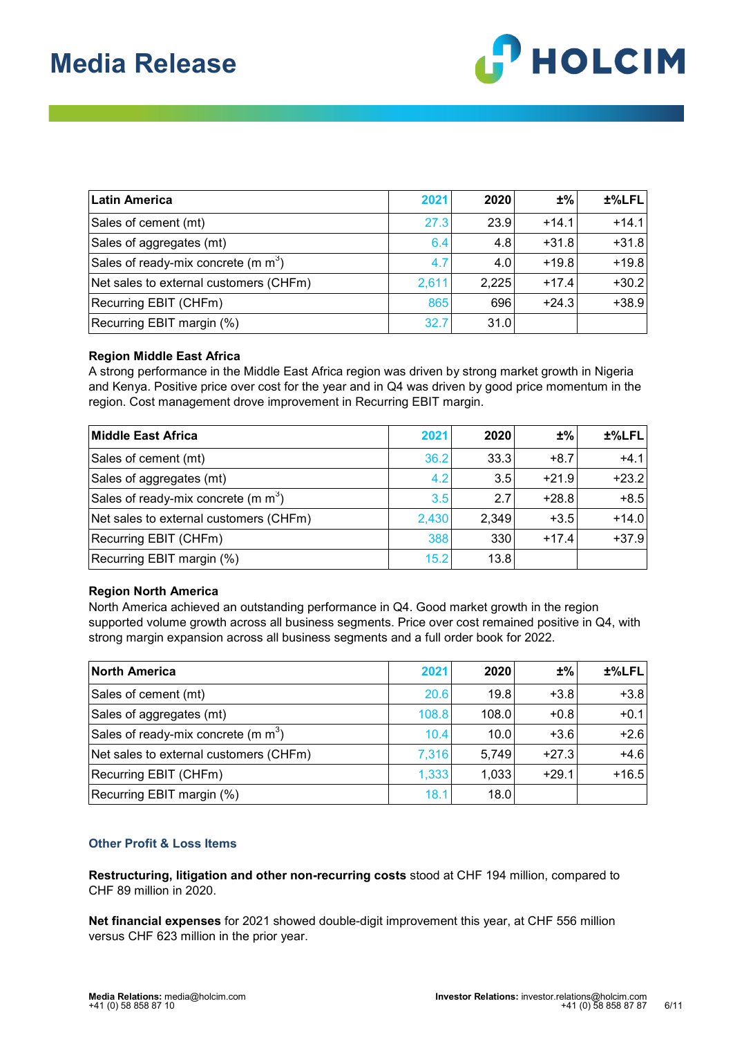| Latin America | 2021 | 2020 | ±% | ±%LFL |
|---|---|---|---|---|
| Sales of cement (mt) | 27.3 | 23.9 | +14.1 | +14.1 |
| Sales of aggregates (mt) | 6.4 | 4.8 | +31.8 | +31.8 |
| Sales of ready-mix concrete (m $m^3$) | 4.7 | 4.0 | +19.8 | +19.8 |
| Net sales to external customers (CHFm) | 2,611 | 2,225 | +17.4 | +30.2 |
| Recurring EBIT (CHFm) | 865 | 696 | +24.3 | +38.9 |
| Recurring EBIT margin (%) | 32.7 | 31.0 | | |

**Region Middle East Africa**

A strong performance in the Middle East Africa region was driven by strong market growth in Nigeria and Kenya. Positive price over cost for the year and in Q4 was driven by good price momentum in the region. Cost management drove improvement in Recurring EBIT margin.

| Middle East Africa | 2021 | 2020 | ±% | ±%LFL |
|---|---|---|---|---|
| Sales of cement (mt) | 36.2 | 33.3 | +8.7 | +4.1 |
| Sales of aggregates (mt) | 4.2 | 3.5 | +21.9 | +23.2 |
| Sales of ready-mix concrete (m $m^3$) | 3.5 | 2.7 | +28.8 | +8.5 |
| Net sales to external customers (CHFm) | 2,430 | 2,349 | +3.5 | +14.0 |
| Recurring EBIT (CHFm) | 388 | 330 | +17.4 | +37.9 |
| Recurring EBIT margin (%) | 15.2 | 13.8 | | |

**Region North America**

North America achieved an outstanding performance in Q4. Good market growth in the region supported volume growth across all business segments. Price over cost remained positive in Q4, with strong margin expansion across all business segments and a full order book for 2022.

| North America | 2021 | 2020 | ±% | ±%LFL |
|---|---|---|---|---|
| Sales of cement (mt) | 20.6 | 19.8 | +3.8 | +3.8 |
| Sales of aggregates (mt) | 108.8 | 108.0 | +0.8 | +0.1 |
| Sales of ready-mix concrete (m $m^3$) | 10.4 | 10.0 | +3.6 | +2.6 |
| Net sales to external customers (CHFm) | 7,316 | 5,749 | +27.3 | +4.6 |
| Recurring EBIT (CHFm) | 1,333 | 1,033 | +29.1 | +16.5 |
| Recurring EBIT margin (%) | 18.1 | 18.0 | | |

## Other Profit & Loss Items

**Restructuring, litigation and other non-recurring costs** stood at CHF 194 million, compared to CHF 89 million in 2020.

**Net financial expenses** for 2021 showed double-digit improvement this year, at CHF 556 million versus CHF 623 million in the prior year.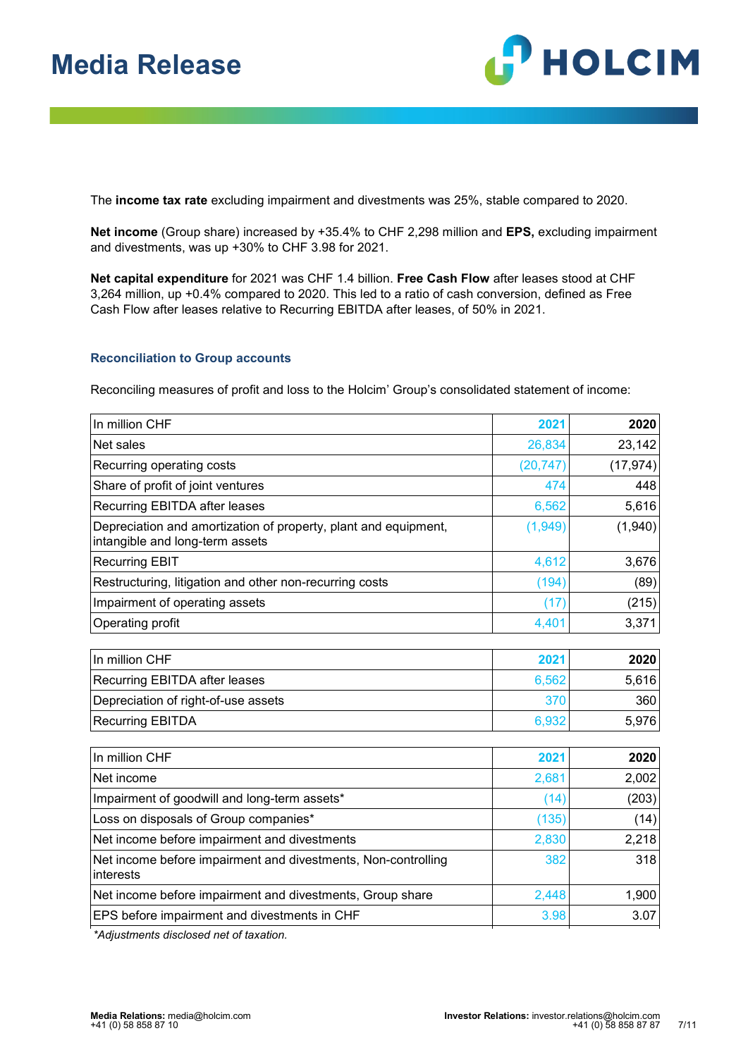The **income tax rate** excluding impairment and divestments was 25%, stable compared to 2020.

**Net income** (Group share) increased by +35.4% to CHF 2,298 million and **EPS,** excluding impairment and divestments, was up +30% to CHF 3.98 for 2021.

**Net capital expenditure** for 2021 was CHF 1.4 billion. **Free Cash Flow** after leases stood at CHF 3,264 million, up +0.4% compared to 2020. This led to a ratio of cash conversion, defined as Free Cash Flow after leases relative to Recurring EBITDA after leases, of 50% in 2021.

### Reconciliation to Group accounts

Reconciling measures of profit and loss to the Holcim' Group's consolidated statement of income:

| In million CHF | 2021 | 2020 |
|---|---|---|
| Net sales | 26,834 | 23,142 |
| Recurring operating costs | (20,747) | (17,974) |
| Share of profit of joint ventures | 474 | 448 |
| Recurring EBITDA after leases | 6,562 | 5,616 |
| Depreciation and amortization of property, plant and equipment, intangible and long-term assets | (1,949) | (1,940) |
| Recurring EBIT | 4,612 | 3,676 |
| Restructuring, litigation and other non-recurring costs | (194) | (89) |
| Impairment of operating assets | (17) | (215) |
| Operating profit | 4,401 | 3,371 |

| In million CHF | 2021 | 2020 |
|---|---|---|
| Recurring EBITDA after leases | 6,562 | 5,616 |
| Depreciation of right-of-use assets | 370 | 360 |
| Recurring EBITDA | 6,932 | 5,976 |

| In million CHF | 2021 | 2020 |
|---|---|---|
| Net income | 2,681 | 2,002 |
| Impairment of goodwill and long-term assets* | (14) | (203) |
| Loss on disposals of Group companies* | (135) | (14) |
| Net income before impairment and divestments | 2,830 | 2,218 |
| Net income before impairment and divestments, Non-controlling interests | 382 | 318 |
| Net income before impairment and divestments, Group share | 2,448 | 1,900 |
| EPS before impairment and divestments in CHF | 3.98 | 3.07 |

*Adjustments disclosed net of taxation.*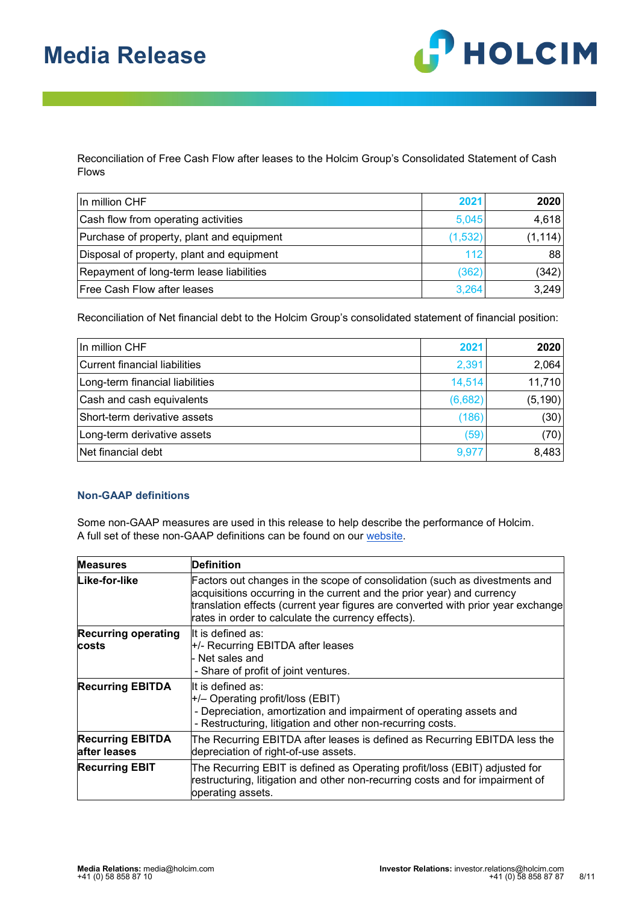Reconciliation of Free Cash Flow after leases to the Holcim Group's Consolidated Statement of Cash Flows

| In million CHF | 2021 | 2020 |
|---|---|---|
| Cash flow from operating activities | 5,045 | 4,618 |
| Purchase of property, plant and equipment | (1,532) | (1,114) |
| Disposal of property, plant and equipment | 112 | 88 |
| Repayment of long-term lease liabilities | (362) | (342) |
| Free Cash Flow after leases | 3,264 | 3,249 |

Reconciliation of Net financial debt to the Holcim Group's consolidated statement of financial position:

| In million CHF | 2021 | 2020 |
|---|---|---|
| Current financial liabilities | 2,391 | 2,064 |
| Long-term financial liabilities | 14,514 | 11,710 |
| Cash and cash equivalents | (6,682) | (5,190) |
| Short-term derivative assets | (186) | (30) |
| Long-term derivative assets | (59) | (70) |
| Net financial debt | 9,977 | 8,483 |

### Non-GAAP definitions

Some non-GAAP measures are used in this release to help describe the performance of Holcim. A full set of these non-GAAP definitions can be found on our website.

| Measures | Definition |
|---|---|
| **Like-for-like** | Factors out changes in the scope of consolidation (such as divestments and acquisitions occurring in the current and the prior year) and currency translation effects (current year figures are converted with prior year exchange rates in order to calculate the currency effects). |
| **Recurring operating costs** | It is defined as:<br>+/- Recurring EBITDA after leases<br>- Net sales and<br>- Share of profit of joint ventures. |
| **Recurring EBITDA** | It is defined as:<br>+/– Operating profit/loss (EBIT)<br>- Depreciation, amortization and impairment of operating assets and<br>- Restructuring, litigation and other non-recurring costs. |
| **Recurring EBITDA after leases** | The Recurring EBITDA after leases is defined as Recurring EBITDA less the depreciation of right-of-use assets. |
| **Recurring EBIT** | The Recurring EBIT is defined as Operating profit/loss (EBIT) adjusted for restructuring, litigation and other non-recurring costs and for impairment of operating assets. |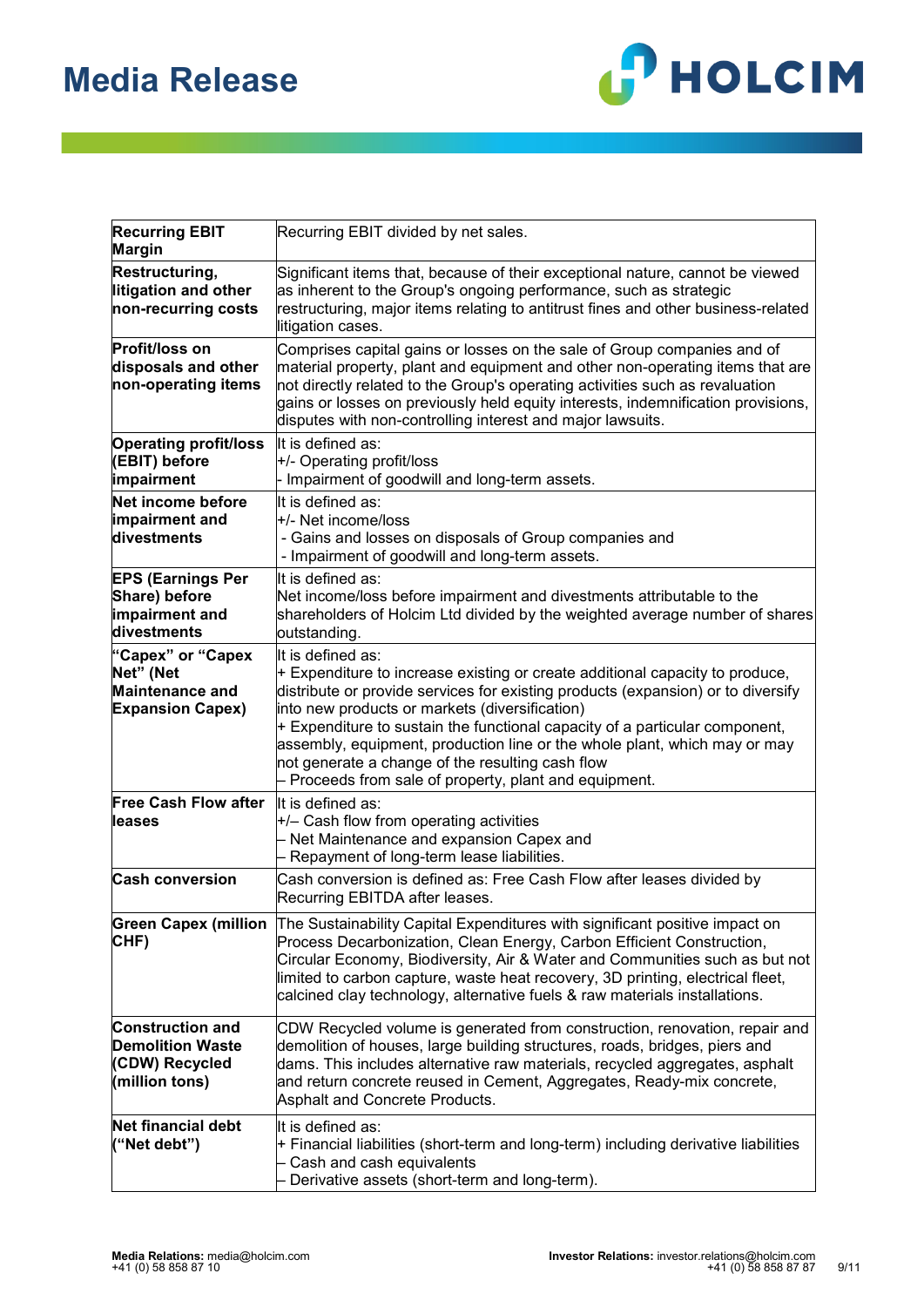| | |
|---|---|
| **Recurring EBIT Margin** | Recurring EBIT divided by net sales. |
| **Restructuring, litigation and other non-recurring costs** | Significant items that, because of their exceptional nature, cannot be viewed as inherent to the Group's ongoing performance, such as strategic restructuring, major items relating to antitrust fines and other business-related litigation cases. |
| **Profit/loss on disposals and other non-operating items** | Comprises capital gains or losses on the sale of Group companies and of material property, plant and equipment and other non-operating items that are not directly related to the Group's operating activities such as revaluation gains or losses on previously held equity interests, indemnification provisions, disputes with non-controlling interest and major lawsuits. |
| **Operating profit/loss (EBIT) before impairment** | It is defined as:<br>+/- Operating profit/loss<br>- Impairment of goodwill and long-term assets. |
| **Net income before impairment and divestments** | It is defined as:<br>+/- Net income/loss<br>- Gains and losses on disposals of Group companies and<br>- Impairment of goodwill and long-term assets. |
| **EPS (Earnings Per Share) before impairment and divestments** | It is defined as:<br>Net income/loss before impairment and divestments attributable to the shareholders of Holcim Ltd divided by the weighted average number of shares outstanding. |
| **"Capex" or "Capex Net" (Net Maintenance and Expansion Capex)** | It is defined as:<br>+ Expenditure to increase existing or create additional capacity to produce, distribute or provide services for existing products (expansion) or to diversify into new products or markets (diversification)<br>+ Expenditure to sustain the functional capacity of a particular component, assembly, equipment, production line or the whole plant, which may or may not generate a change of the resulting cash flow<br>– Proceeds from sale of property, plant and equipment. |
| **Free Cash Flow after leases** | It is defined as:<br>+/– Cash flow from operating activities<br>– Net Maintenance and expansion Capex and<br>– Repayment of long-term lease liabilities. |
| **Cash conversion** | Cash conversion is defined as: Free Cash Flow after leases divided by Recurring EBITDA after leases. |
| **Green Capex (million CHF)** | The Sustainability Capital Expenditures with significant positive impact on Process Decarbonization, Clean Energy, Carbon Efficient Construction, Circular Economy, Biodiversity, Air & Water and Communities such as but not limited to carbon capture, waste heat recovery, 3D printing, electrical fleet, calcined clay technology, alternative fuels & raw materials installations. |
| **Construction and Demolition Waste (CDW) Recycled (million tons)** | CDW Recycled volume is generated from construction, renovation, repair and demolition of houses, large building structures, roads, bridges, piers and dams. This includes alternative raw materials, recycled aggregates, asphalt and return concrete reused in Cement, Aggregates, Ready-mix concrete, Asphalt and Concrete Products. |
| **Net financial debt ("Net debt")** | It is defined as:<br>+ Financial liabilities (short-term and long-term) including derivative liabilities<br>– Cash and cash equivalents<br>– Derivative assets (short-term and long-term). |

**Media Relations:** media@holcim.com
+41 (0) 58 858 87 10

**Investor Relations:** investor.relations@holcim.com
+41 (0) 58 858 87 87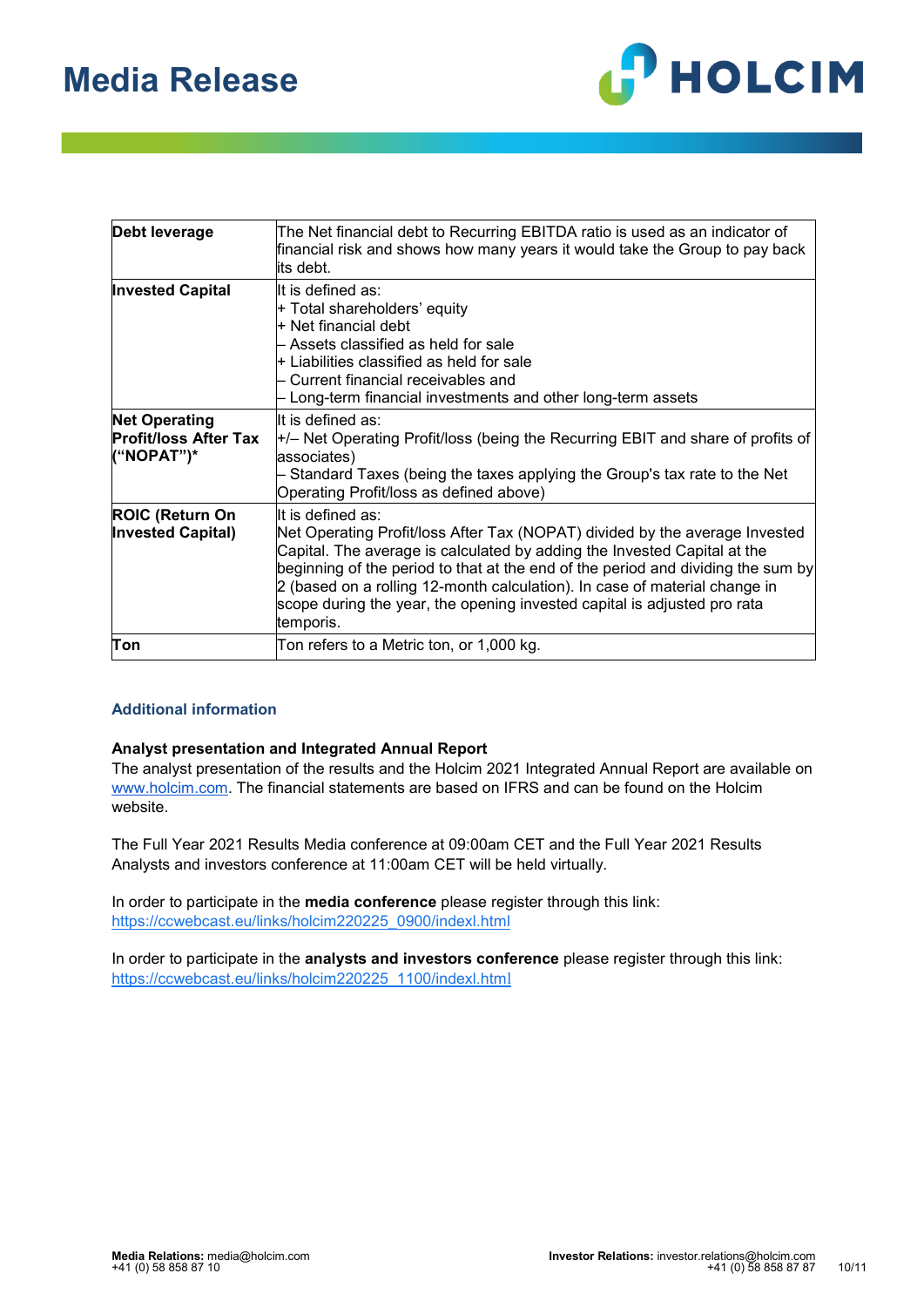| | |
|---|---|
| **Debt leverage** | The Net financial debt to Recurring EBITDA ratio is used as an indicator of financial risk and shows how many years it would take the Group to pay back its debt. |
| **Invested Capital** | It is defined as:<br>+ Total shareholders' equity<br>+ Net financial debt<br>– Assets classified as held for sale<br>+ Liabilities classified as held for sale<br>– Current financial receivables and<br>– Long-term financial investments and other long-term assets |
| **Net Operating Profit/loss After Tax ("NOPAT")*** | It is defined as:<br>+/– Net Operating Profit/loss (being the Recurring EBIT and share of profits of associates)<br>– Standard Taxes (being the taxes applying the Group's tax rate to the Net Operating Profit/loss as defined above) |
| **ROIC (Return On Invested Capital)** | It is defined as:<br>Net Operating Profit/loss After Tax (NOPAT) divided by the average Invested Capital. The average is calculated by adding the Invested Capital at the beginning of the period to that at the end of the period and dividing the sum by 2 (based on a rolling 12-month calculation). In case of material change in scope during the year, the opening invested capital is adjusted pro rata temporis. |
| **Ton** | Ton refers to a Metric ton, or 1,000 kg. |

## Additional information

**Analyst presentation and Integrated Annual Report**

The analyst presentation of the results and the Holcim 2021 Integrated Annual Report are available on www.holcim.com. The financial statements are based on IFRS and can be found on the Holcim website.

The Full Year 2021 Results Media conference at 09:00am CET and the Full Year 2021 Results Analysts and investors conference at 11:00am CET will be held virtually.

In order to participate in the **media conference** please register through this link:
https://ccwebcast.eu/links/holcim220225_0900/indexl.html

In order to participate in the **analysts and investors conference** please register through this link:
https://ccwebcast.eu/links/holcim220225_1100/indexl.html

**Media Relations:** media@holcim.com
+41 (0) 58 858 87 10

**Investor Relations:** investor.relations@holcim.com
+41 (0) 58 858 87 87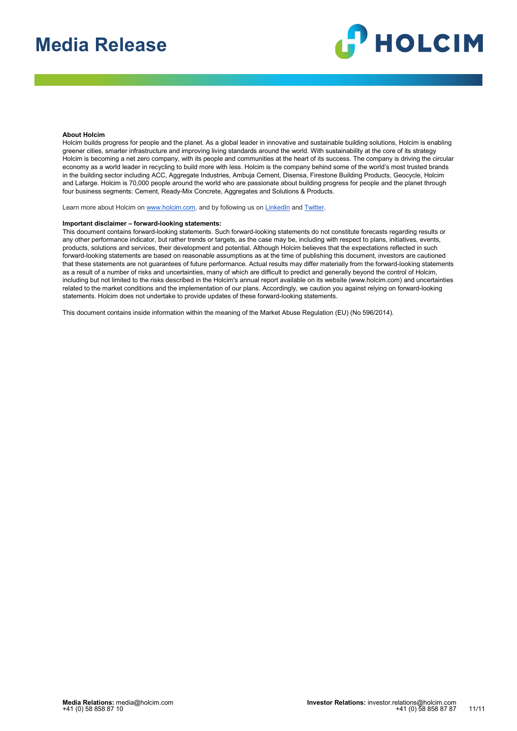**About Holcim**
Holcim builds progress for people and the planet. As a global leader in innovative and sustainable building solutions, Holcim is enabling greener cities, smarter infrastructure and improving living standards around the world. With sustainability at the core of its strategy Holcim is becoming a net zero company, with its people and communities at the heart of its success. The company is driving the circular economy as a world leader in recycling to build more with less. Holcim is the company behind some of the world's most trusted brands in the building sector including ACC, Aggregate Industries, Ambuja Cement, Disensa, Firestone Building Products, Geocycle, Holcim and Lafarge. Holcim is 70,000 people around the world who are passionate about building progress for people and the planet through four business segments: Cement, Ready-Mix Concrete, Aggregates and Solutions & Products.

Learn more about Holcim on [www.holcim.com](http://www.holcim.com), and by following us on LinkedIn and Twitter.

**Important disclaimer – forward-looking statements:**
This document contains forward-looking statements. Such forward-looking statements do not constitute forecasts regarding results or any other performance indicator, but rather trends or targets, as the case may be, including with respect to plans, initiatives, events, products, solutions and services, their development and potential. Although Holcim believes that the expectations reflected in such forward-looking statements are based on reasonable assumptions as at the time of publishing this document, investors are cautioned that these statements are not guarantees of future performance. Actual results may differ materially from the forward-looking statements as a result of a number of risks and uncertainties, many of which are difficult to predict and generally beyond the control of Holcim, including but not limited to the risks described in the Holcim's annual report available on its website (www.holcim.com) and uncertainties related to the market conditions and the implementation of our plans. Accordingly, we caution you against relying on forward-looking statements. Holcim does not undertake to provide updates of these forward-looking statements.

This document contains inside information within the meaning of the Market Abuse Regulation (EU) (No 596/2014).